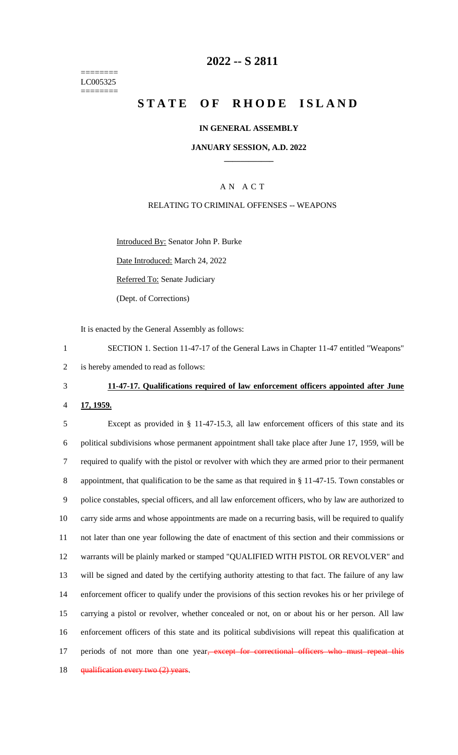========
LC005325
========

# 2022 -- S 2811

# STATE OF RHODE ISLAND

### IN GENERAL ASSEMBLY

### JANUARY SESSION, A.D. 2022

---

### A N A C T

RELATING TO CRIMINAL OFFENSES -- WEAPONS

Introduced By: Senator John P. Burke

Date Introduced: March 24, 2022

Referred To: Senate Judiciary

(Dept. of Corrections)

It is enacted by the General Assembly as follows:

1 SECTION 1. Section 11-47-17 of the General Laws in Chapter 11-47 entitled "Weapons"
2 is hereby amended to read as follows:

3 **11-47-17. Qualifications required of law enforcement officers appointed after June**
4 **17, 1959.**

5 Except as provided in § 11-47-15.3, all law enforcement officers of this state and its
6 political subdivisions whose permanent appointment shall take place after June 17, 1959, will be
7 required to qualify with the pistol or revolver with which they are armed prior to their permanent
8 appointment, that qualification to be the same as that required in § 11-47-15. Town constables or
9 police constables, special officers, and all law enforcement officers, who by law are authorized to
10 carry side arms and whose appointments are made on a recurring basis, will be required to qualify
11 not later than one year following the date of enactment of this section and their commissions or
12 warrants will be plainly marked or stamped "QUALIFIED WITH PISTOL OR REVOLVER" and
13 will be signed and dated by the certifying authority attesting to that fact. The failure of any law
14 enforcement officer to qualify under the provisions of this section revokes his or her privilege of
15 carrying a pistol or revolver, whether concealed or not, on or about his or her person. All law
16 enforcement officers of this state and its political subdivisions will repeat this qualification at
17 periods of not more than one year~~, except for correctional officers who must repeat this~~
18 ~~qualification every two (2) years~~.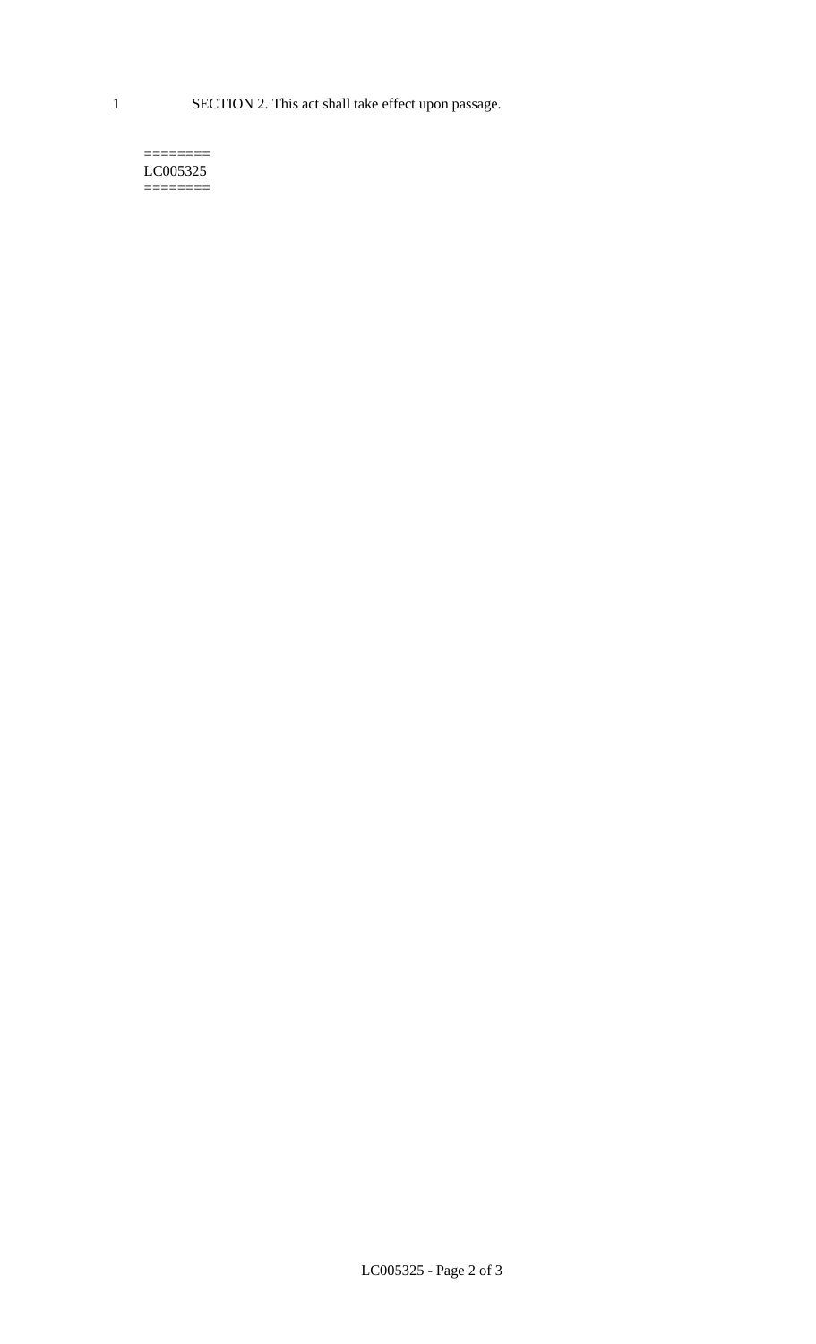1 SECTION 2. This act shall take effect upon passage.

========
LC005325
========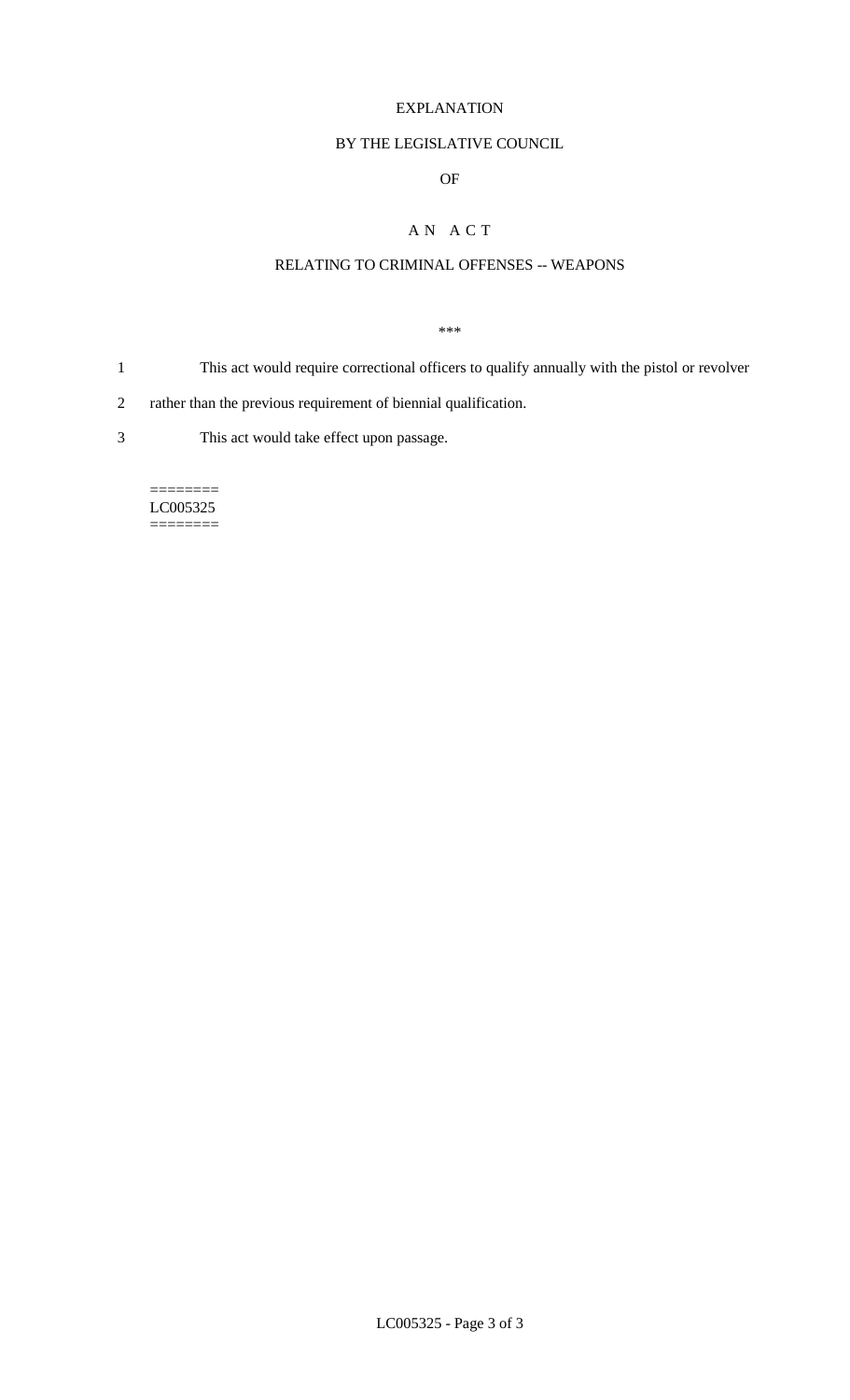EXPLANATION

BY THE LEGISLATIVE COUNCIL

OF

A N A C T

RELATING TO CRIMINAL OFFENSES -- WEAPONS

\*\*\*

1 This act would require correctional officers to qualify annually with the pistol or revolver

2 rather than the previous requirement of biennial qualification.

3 This act would take effect upon passage.

========
LC005325
========